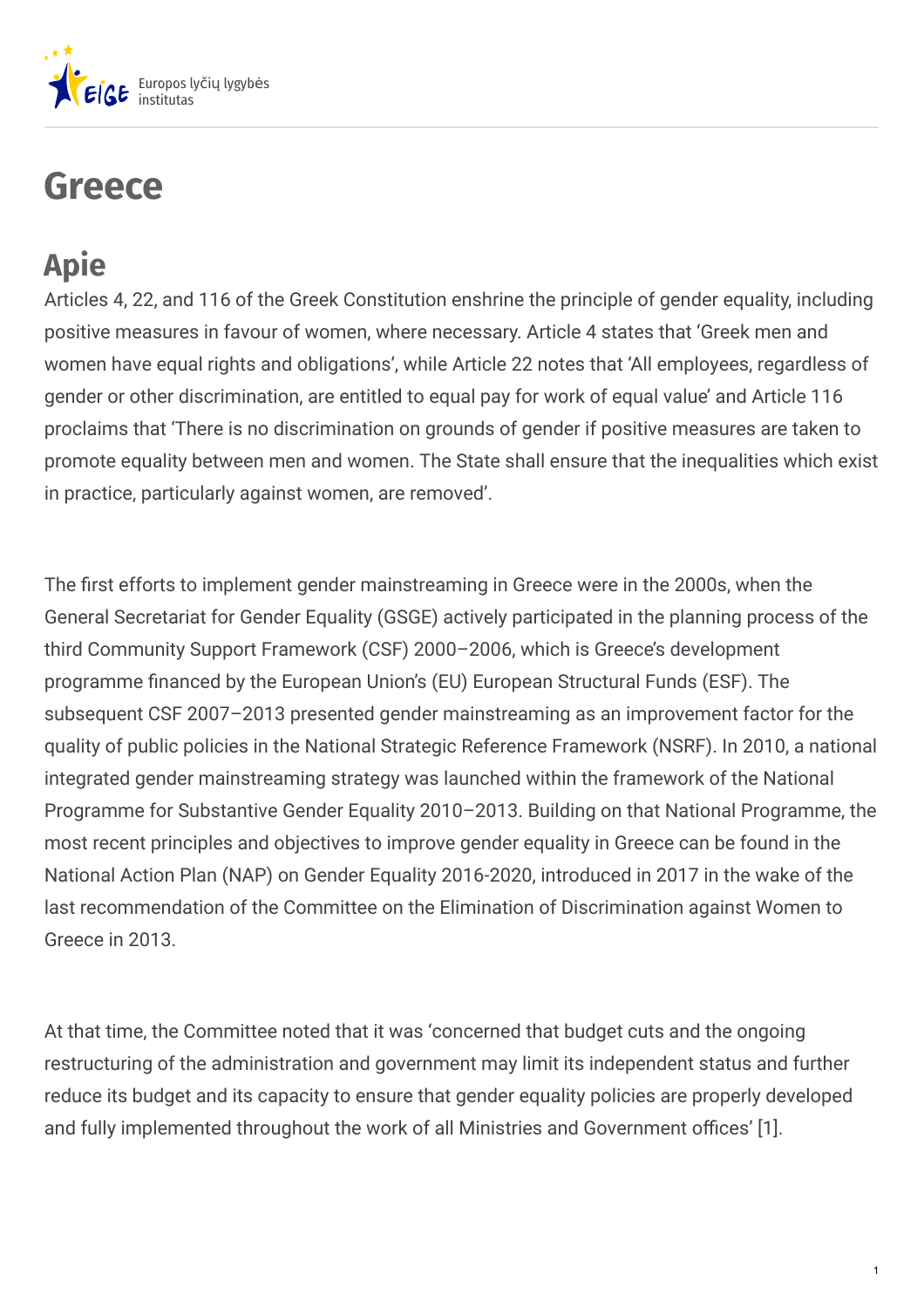# Greece

## Apie

Articles 4, 22, and 116 of the Greek Constitution enshrine the principle of gender equality, including positive measures in favour of women, where necessary. Article 4 states that 'Greek men and women have equal rights and obligations', while Article 22 notes that 'All employees, regardless of gender or other discrimination, are entitled to equal pay for work of equal value' and Article 116 proclaims that 'There is no discrimination on grounds of gender if positive measures are taken to promote equality between men and women. The State shall ensure that the inequalities which exist in practice, particularly against women, are removed'.

The first efforts to implement gender mainstreaming in Greece were in the 2000s, when the General Secretariat for Gender Equality (GSGE) actively participated in the planning process of the third Community Support Framework (CSF) 2000–2006, which is Greece's development programme financed by the European Union's (EU) European Structural Funds (ESF). The subsequent CSF 2007–2013 presented gender mainstreaming as an improvement factor for the quality of public policies in the National Strategic Reference Framework (NSRF). In 2010, a national integrated gender mainstreaming strategy was launched within the framework of the National Programme for Substantive Gender Equality 2010–2013. Building on that National Programme, the most recent principles and objectives to improve gender equality in Greece can be found in the National Action Plan (NAP) on Gender Equality 2016-2020, introduced in 2017 in the wake of the last recommendation of the Committee on the Elimination of Discrimination against Women to Greece in 2013.

At that time, the Committee noted that it was 'concerned that budget cuts and the ongoing restructuring of the administration and government may limit its independent status and further reduce its budget and its capacity to ensure that gender equality policies are properly developed and fully implemented throughout the work of all Ministries and Government offices' [1].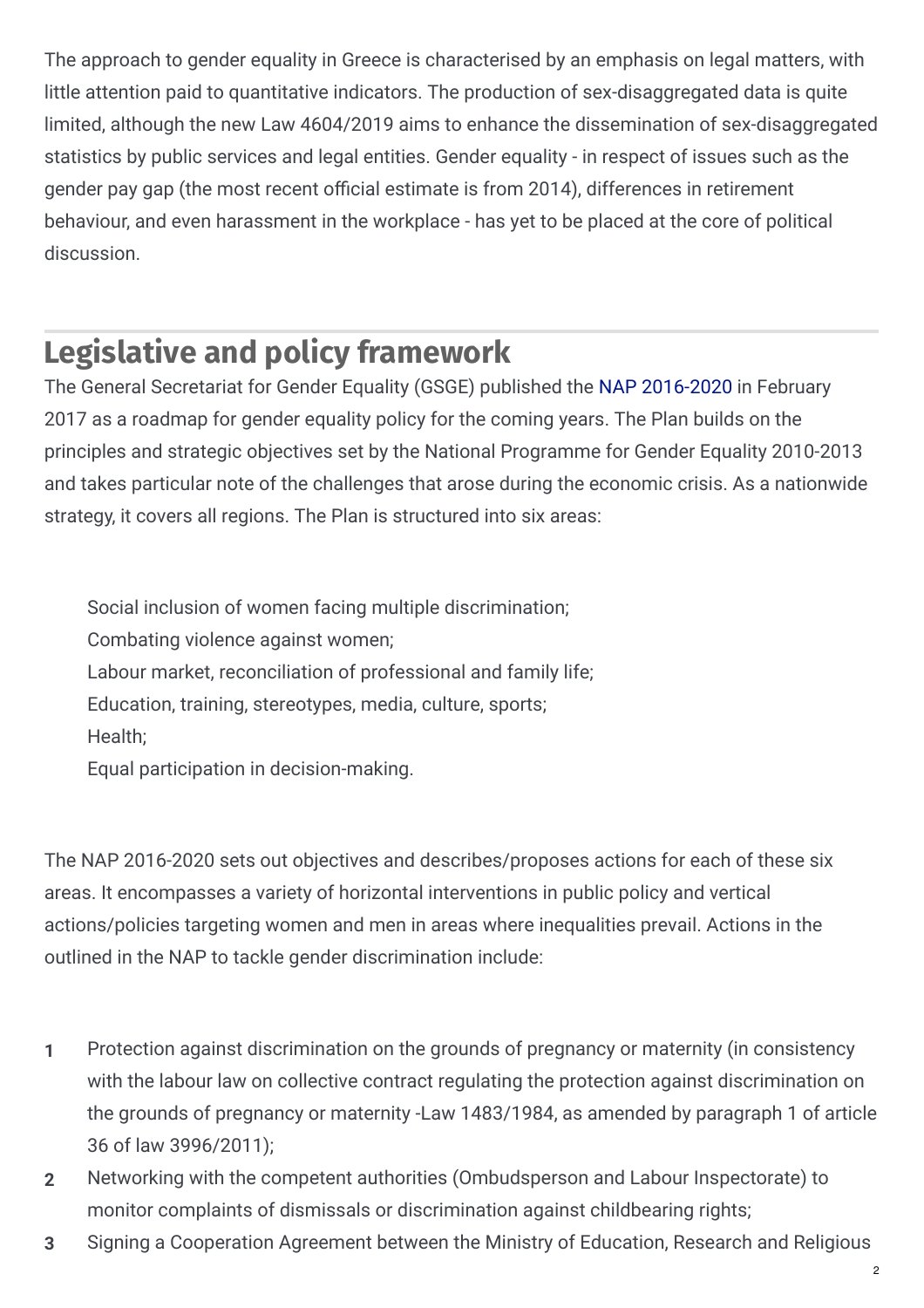The approach to gender equality in Greece is characterised by an emphasis on legal matters, with little attention paid to quantitative indicators. The production of sex-disaggregated data is quite limited, although the new Law 4604/2019 aims to enhance the dissemination of sex-disaggregated statistics by public services and legal entities. Gender equality - in respect of issues such as the gender pay gap (the most recent official estimate is from 2014), differences in retirement behaviour, and even harassment in the workplace - has yet to be placed at the core of political discussion.

## Legislative and policy framework

The General Secretariat for Gender Equality (GSGE) published the NAP 2016-2020 in February 2017 as a roadmap for gender equality policy for the coming years. The Plan builds on the principles and strategic objectives set by the National Programme for Gender Equality 2010-2013 and takes particular note of the challenges that arose during the economic crisis. As a nationwide strategy, it covers all regions. The Plan is structured into six areas:

- Social inclusion of women facing multiple discrimination;
- Combating violence against women;
- Labour market, reconciliation of professional and family life;
- Education, training, stereotypes, media, culture, sports;
- Health;
- Equal participation in decision-making.

The NAP 2016-2020 sets out objectives and describes/proposes actions for each of these six areas. It encompasses a variety of horizontal interventions in public policy and vertical actions/policies targeting women and men in areas where inequalities prevail. Actions in the outlined in the NAP to tackle gender discrimination include:

1. Protection against discrimination on the grounds of pregnancy or maternity (in consistency with the labour law on collective contract regulating the protection against discrimination on the grounds of pregnancy or maternity -Law 1483/1984, as amended by paragraph 1 of article 36 of law 3996/2011);
2. Networking with the competent authorities (Ombudsperson and Labour Inspectorate) to monitor complaints of dismissals or discrimination against childbearing rights;
3. Signing a Cooperation Agreement between the Ministry of Education, Research and Religious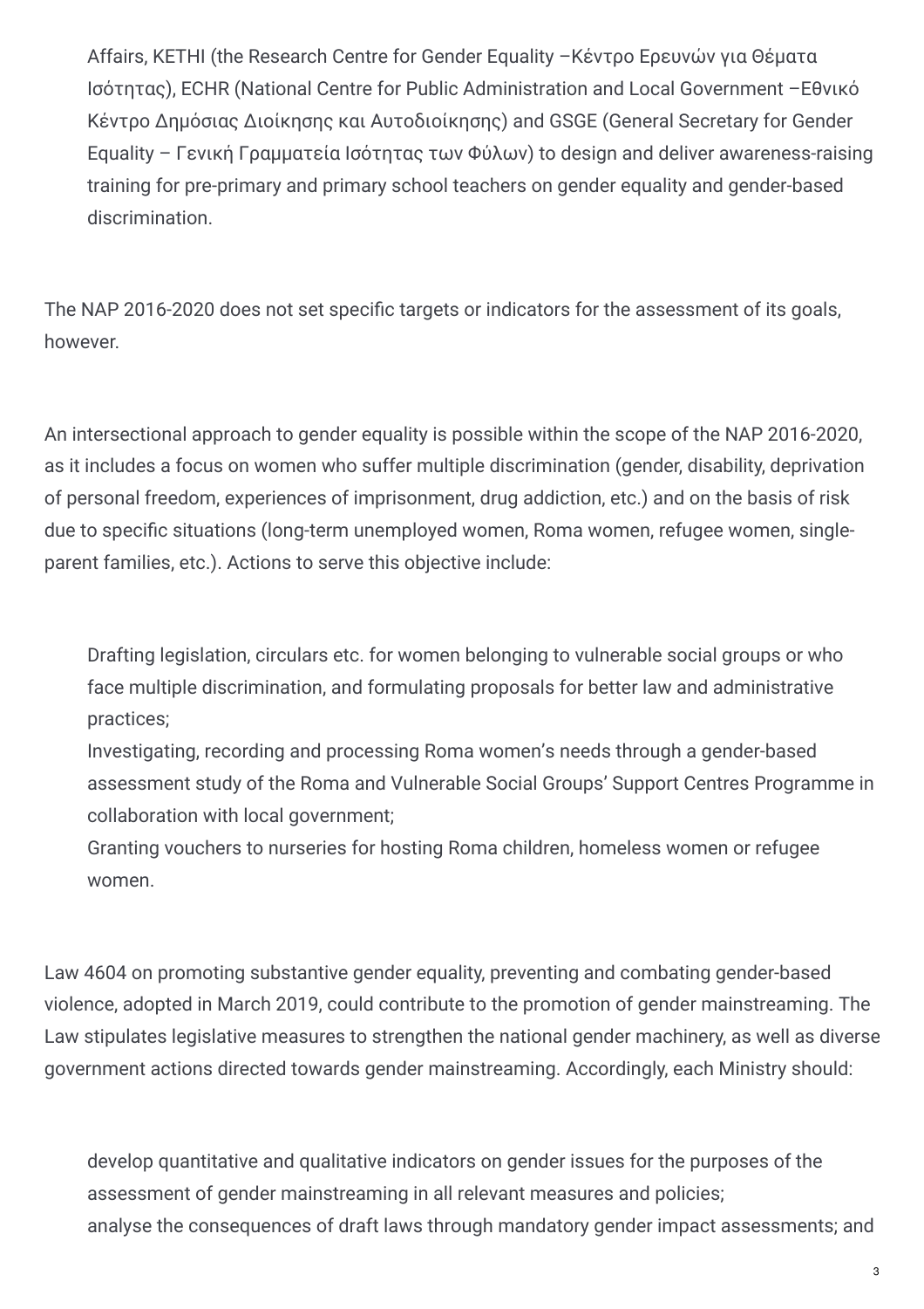Affairs, KETHI (the Research Centre for Gender Equality –Κέντρο Ερευνών για Θέματα Ισότητας), ECHR (National Centre for Public Administration and Local Government –Εθνικό Κέντρο Δημόσιας Διοίκησης και Αυτοδιοίκησης) and GSGE (General Secretary for Gender Equality – Γενική Γραμματεία Ισότητας των Φύλων) to design and deliver awareness-raising training for pre-primary and primary school teachers on gender equality and gender-based discrimination.

The NAP 2016-2020 does not set specific targets or indicators for the assessment of its goals, however.

An intersectional approach to gender equality is possible within the scope of the NAP 2016-2020, as it includes a focus on women who suffer multiple discrimination (gender, disability, deprivation of personal freedom, experiences of imprisonment, drug addiction, etc.) and on the basis of risk due to specific situations (long-term unemployed women, Roma women, refugee women, single-parent families, etc.). Actions to serve this objective include:

- Drafting legislation, circulars etc. for women belonging to vulnerable social groups or who face multiple discrimination, and formulating proposals for better law and administrative practices;
- Investigating, recording and processing Roma women's needs through a gender-based assessment study of the Roma and Vulnerable Social Groups' Support Centres Programme in collaboration with local government;
- Granting vouchers to nurseries for hosting Roma children, homeless women or refugee women.

Law 4604 on promoting substantive gender equality, preventing and combating gender-based violence, adopted in March 2019, could contribute to the promotion of gender mainstreaming. The Law stipulates legislative measures to strengthen the national gender machinery, as well as diverse government actions directed towards gender mainstreaming. Accordingly, each Ministry should:

- develop quantitative and qualitative indicators on gender issues for the purposes of the assessment of gender mainstreaming in all relevant measures and policies;
- analyse the consequences of draft laws through mandatory gender impact assessments; and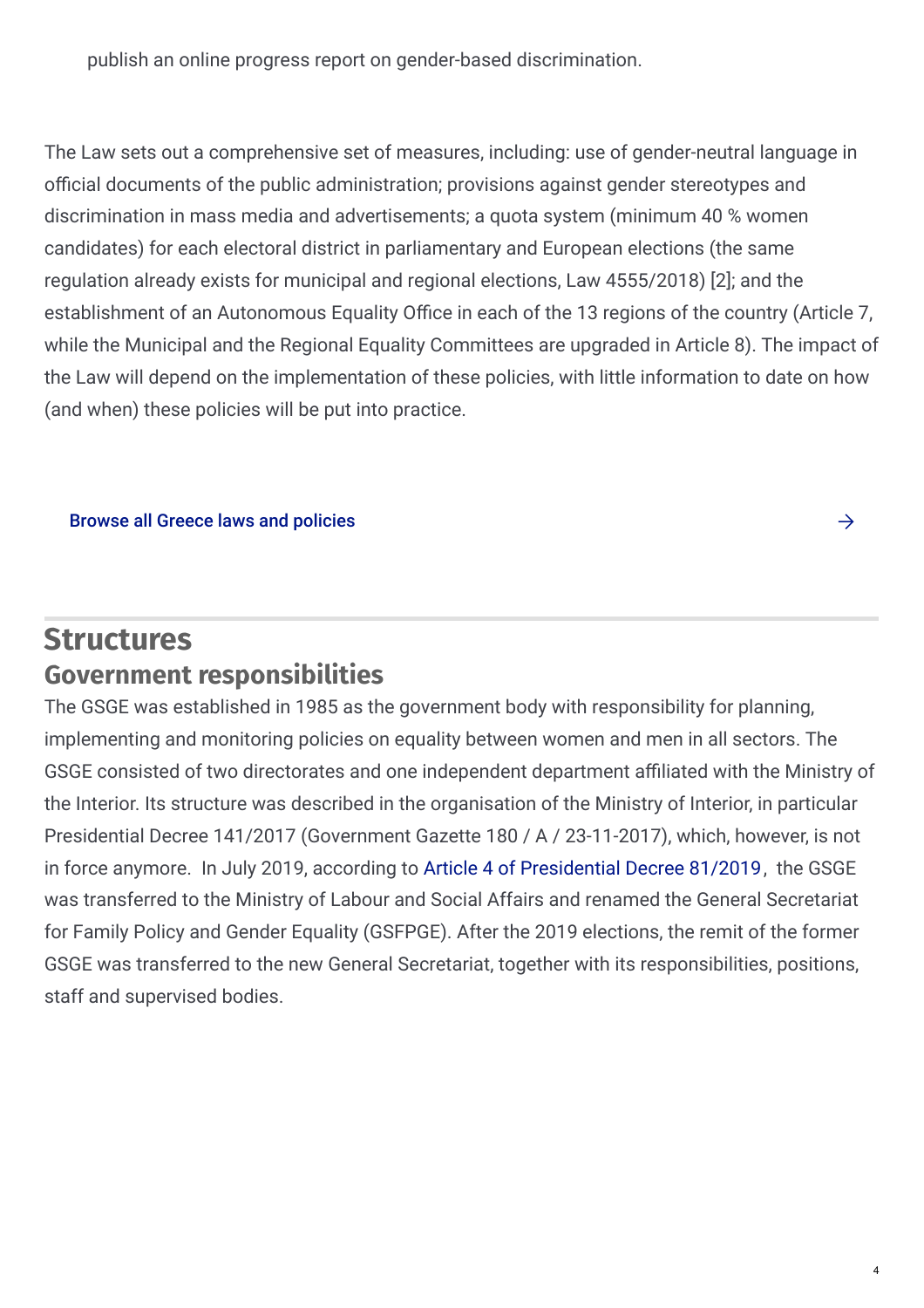publish an online progress report on gender-based discrimination.

The Law sets out a comprehensive set of measures, including: use of gender-neutral language in official documents of the public administration; provisions against gender stereotypes and discrimination in mass media and advertisements; a quota system (minimum 40 % women candidates) for each electoral district in parliamentary and European elections (the same regulation already exists for municipal and regional elections, Law 4555/2018) [2]; and the establishment of an Autonomous Equality Office in each of the 13 regions of the country (Article 7, while the Municipal and the Regional Equality Committees are upgraded in Article 8). The impact of the Law will depend on the implementation of these policies, with little information to date on how (and when) these policies will be put into practice.

Browse all Greece laws and policies →

## Structures

### Government responsibilities

The GSGE was established in 1985 as the government body with responsibility for planning, implementing and monitoring policies on equality between women and men in all sectors. The GSGE consisted of two directorates and one independent department affiliated with the Ministry of the Interior. Its structure was described in the organisation of the Ministry of Interior, in particular Presidential Decree 141/2017 (Government Gazette 180 / A / 23-11-2017), which, however, is not in force anymore. In July 2019, according to Article 4 of Presidential Decree 81/2019, the GSGE was transferred to the Ministry of Labour and Social Affairs and renamed the General Secretariat for Family Policy and Gender Equality (GSFPGE). After the 2019 elections, the remit of the former GSGE was transferred to the new General Secretariat, together with its responsibilities, positions, staff and supervised bodies.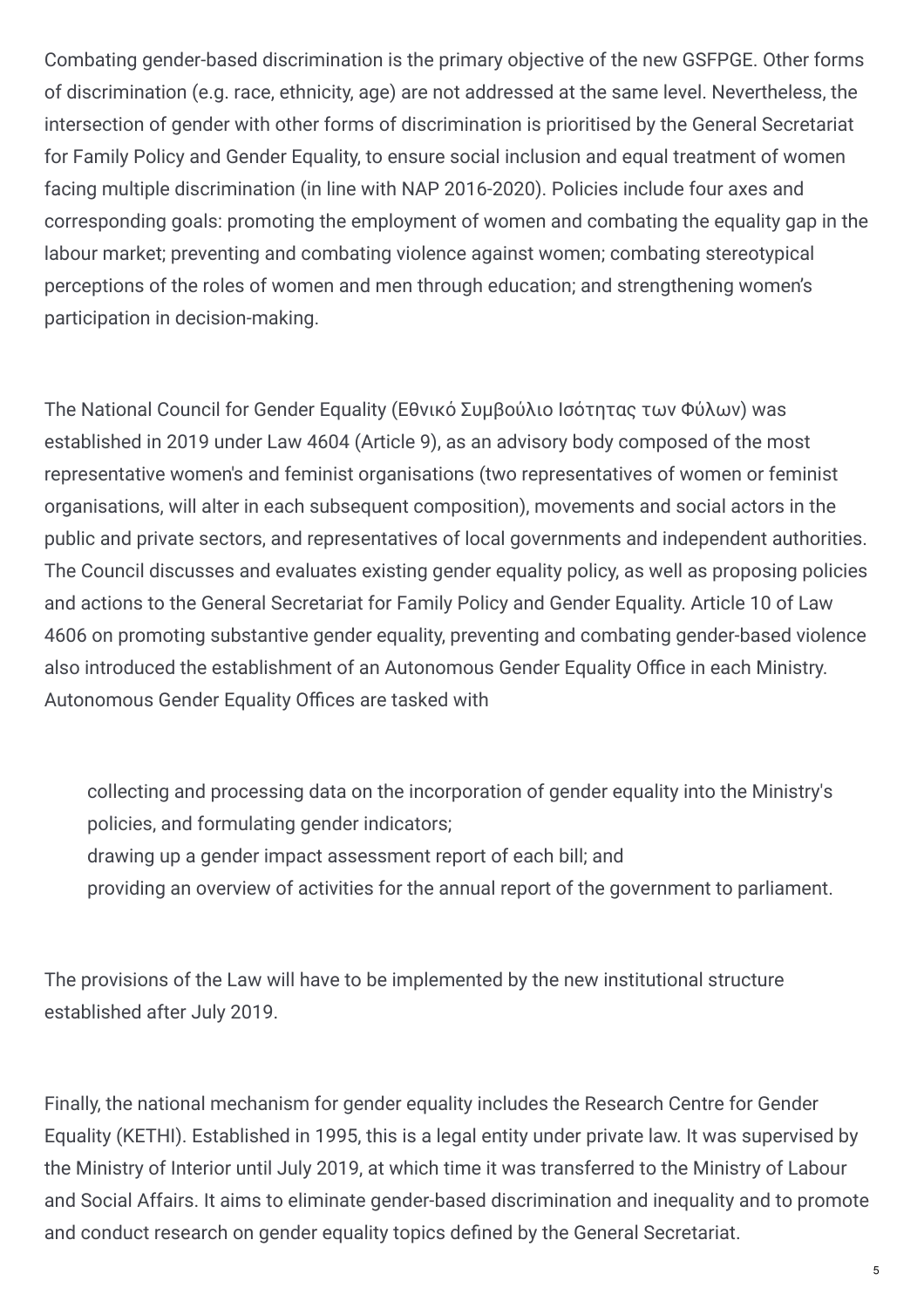Combating gender-based discrimination is the primary objective of the new GSFPGE. Other forms of discrimination (e.g. race, ethnicity, age) are not addressed at the same level. Nevertheless, the intersection of gender with other forms of discrimination is prioritised by the General Secretariat for Family Policy and Gender Equality, to ensure social inclusion and equal treatment of women facing multiple discrimination (in line with NAP 2016-2020). Policies include four axes and corresponding goals: promoting the employment of women and combating the equality gap in the labour market; preventing and combating violence against women; combating stereotypical perceptions of the roles of women and men through education; and strengthening women's participation in decision-making.

The National Council for Gender Equality (Εθνικό Συμβούλιο Ισότητας των Φύλων) was established in 2019 under Law 4604 (Article 9), as an advisory body composed of the most representative women's and feminist organisations (two representatives of women or feminist organisations, will alter in each subsequent composition), movements and social actors in the public and private sectors, and representatives of local governments and independent authorities. The Council discusses and evaluates existing gender equality policy, as well as proposing policies and actions to the General Secretariat for Family Policy and Gender Equality. Article 10 of Law 4606 on promoting substantive gender equality, preventing and combating gender-based violence also introduced the establishment of an Autonomous Gender Equality Office in each Ministry. Autonomous Gender Equality Offices are tasked with

- collecting and processing data on the incorporation of gender equality into the Ministry's policies, and formulating gender indicators;
- drawing up a gender impact assessment report of each bill; and
- providing an overview of activities for the annual report of the government to parliament.

The provisions of the Law will have to be implemented by the new institutional structure established after July 2019.

Finally, the national mechanism for gender equality includes the Research Centre for Gender Equality (KETHI). Established in 1995, this is a legal entity under private law. It was supervised by the Ministry of Interior until July 2019, at which time it was transferred to the Ministry of Labour and Social Affairs. It aims to eliminate gender-based discrimination and inequality and to promote and conduct research on gender equality topics defined by the General Secretariat.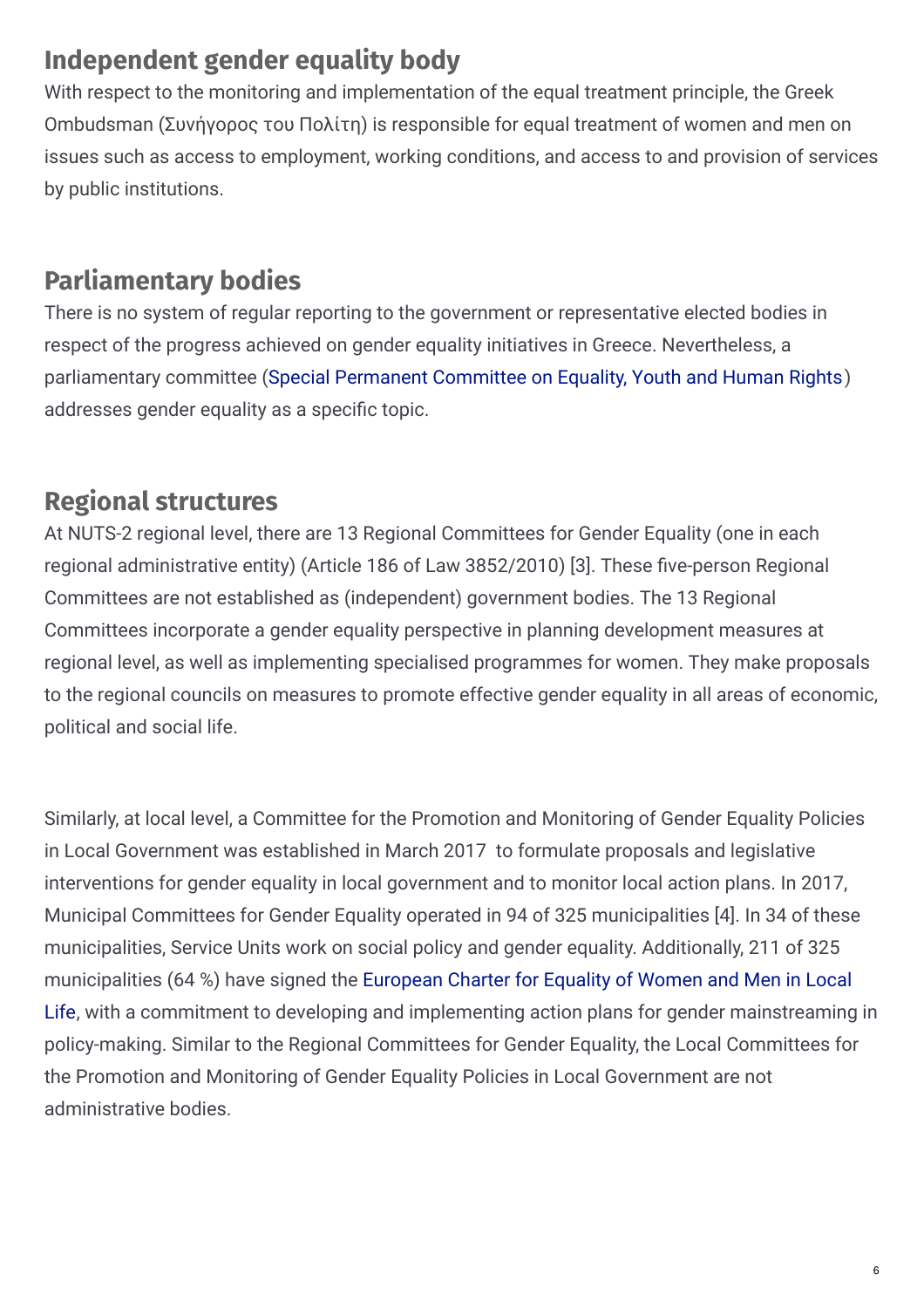## Independent gender equality body

With respect to the monitoring and implementation of the equal treatment principle, the Greek Ombudsman (Συνήγορος του Πολίτη) is responsible for equal treatment of women and men on issues such as access to employment, working conditions, and access to and provision of services by public institutions.

## Parliamentary bodies

There is no system of regular reporting to the government or representative elected bodies in respect of the progress achieved on gender equality initiatives in Greece. Nevertheless, a parliamentary committee (Special Permanent Committee on Equality, Youth and Human Rights) addresses gender equality as a specific topic.

## Regional structures

At NUTS-2 regional level, there are 13 Regional Committees for Gender Equality (one in each regional administrative entity) (Article 186 of Law 3852/2010) [3]. These five-person Regional Committees are not established as (independent) government bodies. The 13 Regional Committees incorporate a gender equality perspective in planning development measures at regional level, as well as implementing specialised programmes for women. They make proposals to the regional councils on measures to promote effective gender equality in all areas of economic, political and social life.

Similarly, at local level, a Committee for the Promotion and Monitoring of Gender Equality Policies in Local Government was established in March 2017 to formulate proposals and legislative interventions for gender equality in local government and to monitor local action plans. In 2017, Municipal Committees for Gender Equality operated in 94 of 325 municipalities [4]. In 34 of these municipalities, Service Units work on social policy and gender equality. Additionally, 211 of 325 municipalities (64 %) have signed the European Charter for Equality of Women and Men in Local Life, with a commitment to developing and implementing action plans for gender mainstreaming in policy-making. Similar to the Regional Committees for Gender Equality, the Local Committees for the Promotion and Monitoring of Gender Equality Policies in Local Government are not administrative bodies.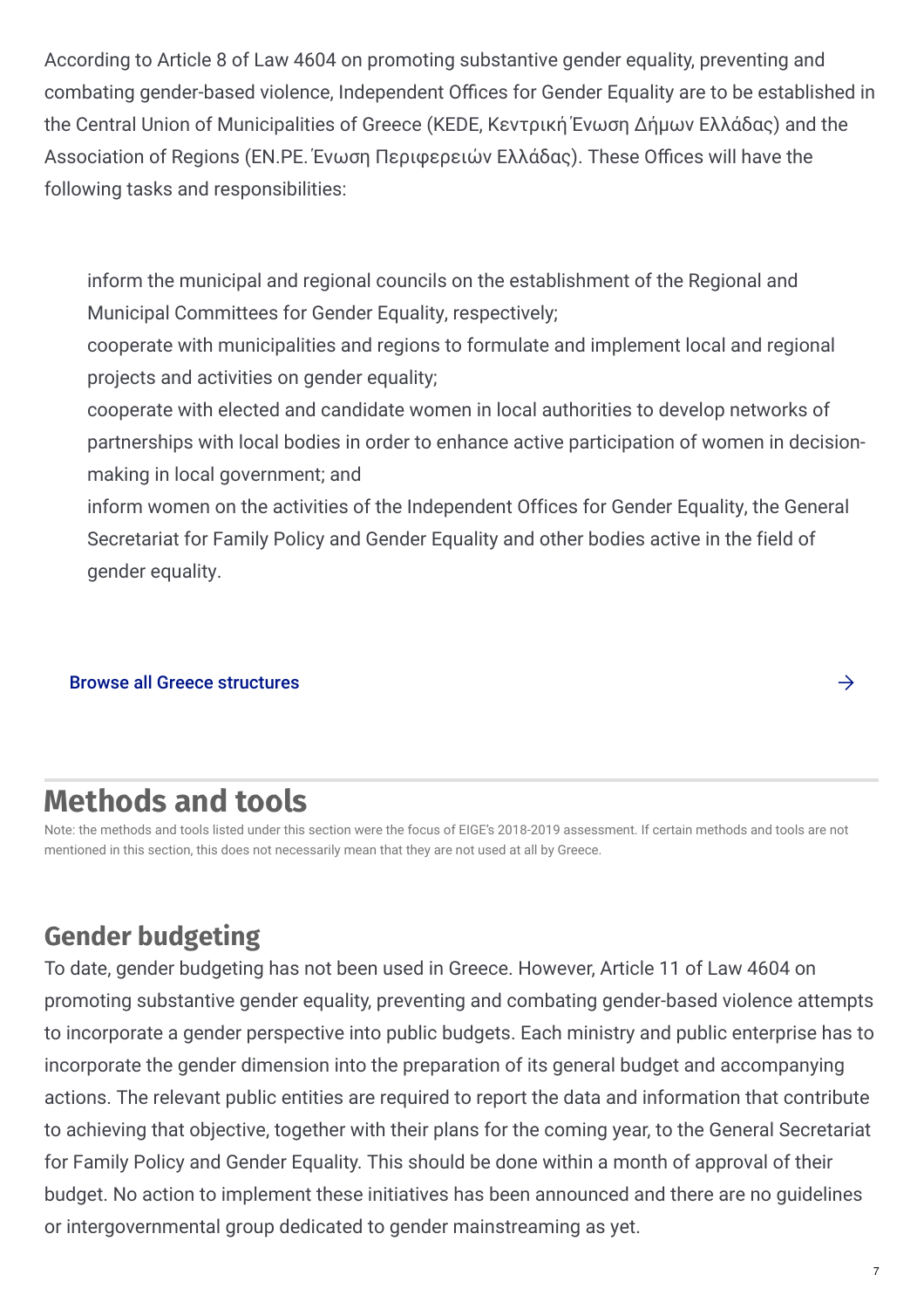According to Article 8 of Law 4604 on promoting substantive gender equality, preventing and combating gender-based violence, Independent Offices for Gender Equality are to be established in the Central Union of Municipalities of Greece (KEDE, Κεντρική Ένωση Δήμων Ελλάδας) and the Association of Regions (EN.PE. Ένωση Περιφερειών Ελλάδας). These Offices will have the following tasks and responsibilities:

- inform the municipal and regional councils on the establishment of the Regional and Municipal Committees for Gender Equality, respectively;
- cooperate with municipalities and regions to formulate and implement local and regional projects and activities on gender equality;
- cooperate with elected and candidate women in local authorities to develop networks of partnerships with local bodies in order to enhance active participation of women in decision-making in local government; and
- inform women on the activities of the Independent Offices for Gender Equality, the General Secretariat for Family Policy and Gender Equality and other bodies active in the field of gender equality.

Browse all Greece structures →

## Methods and tools

Note: the methods and tools listed under this section were the focus of EIGE's 2018-2019 assessment. If certain methods and tools are not mentioned in this section, this does not necessarily mean that they are not used at all by Greece.

### Gender budgeting

To date, gender budgeting has not been used in Greece. However, Article 11 of Law 4604 on promoting substantive gender equality, preventing and combating gender-based violence attempts to incorporate a gender perspective into public budgets. Each ministry and public enterprise has to incorporate the gender dimension into the preparation of its general budget and accompanying actions. The relevant public entities are required to report the data and information that contribute to achieving that objective, together with their plans for the coming year, to the General Secretariat for Family Policy and Gender Equality. This should be done within a month of approval of their budget. No action to implement these initiatives has been announced and there are no guidelines or intergovernmental group dedicated to gender mainstreaming as yet.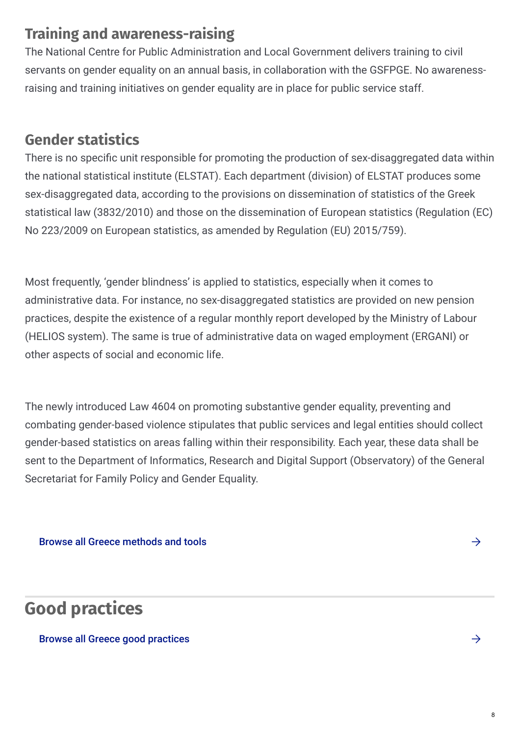### Training and awareness-raising

The National Centre for Public Administration and Local Government delivers training to civil servants on gender equality on an annual basis, in collaboration with the GSFPGE. No awareness-raising and training initiatives on gender equality are in place for public service staff.

### Gender statistics

There is no specific unit responsible for promoting the production of sex-disaggregated data within the national statistical institute (ELSTAT). Each department (division) of ELSTAT produces some sex-disaggregated data, according to the provisions on dissemination of statistics of the Greek statistical law (3832/2010) and those on the dissemination of European statistics (Regulation (EC) No 223/2009 on European statistics, as amended by Regulation (EU) 2015/759).

Most frequently, 'gender blindness' is applied to statistics, especially when it comes to administrative data. For instance, no sex-disaggregated statistics are provided on new pension practices, despite the existence of a regular monthly report developed by the Ministry of Labour (HELIOS system). The same is true of administrative data on waged employment (ERGANI) or other aspects of social and economic life.

The newly introduced Law 4604 on promoting substantive gender equality, preventing and combating gender-based violence stipulates that public services and legal entities should collect gender-based statistics on areas falling within their responsibility. Each year, these data shall be sent to the Department of Informatics, Research and Digital Support (Observatory) of the General Secretariat for Family Policy and Gender Equality.

Browse all Greece methods and tools →

## Good practices

Browse all Greece good practices →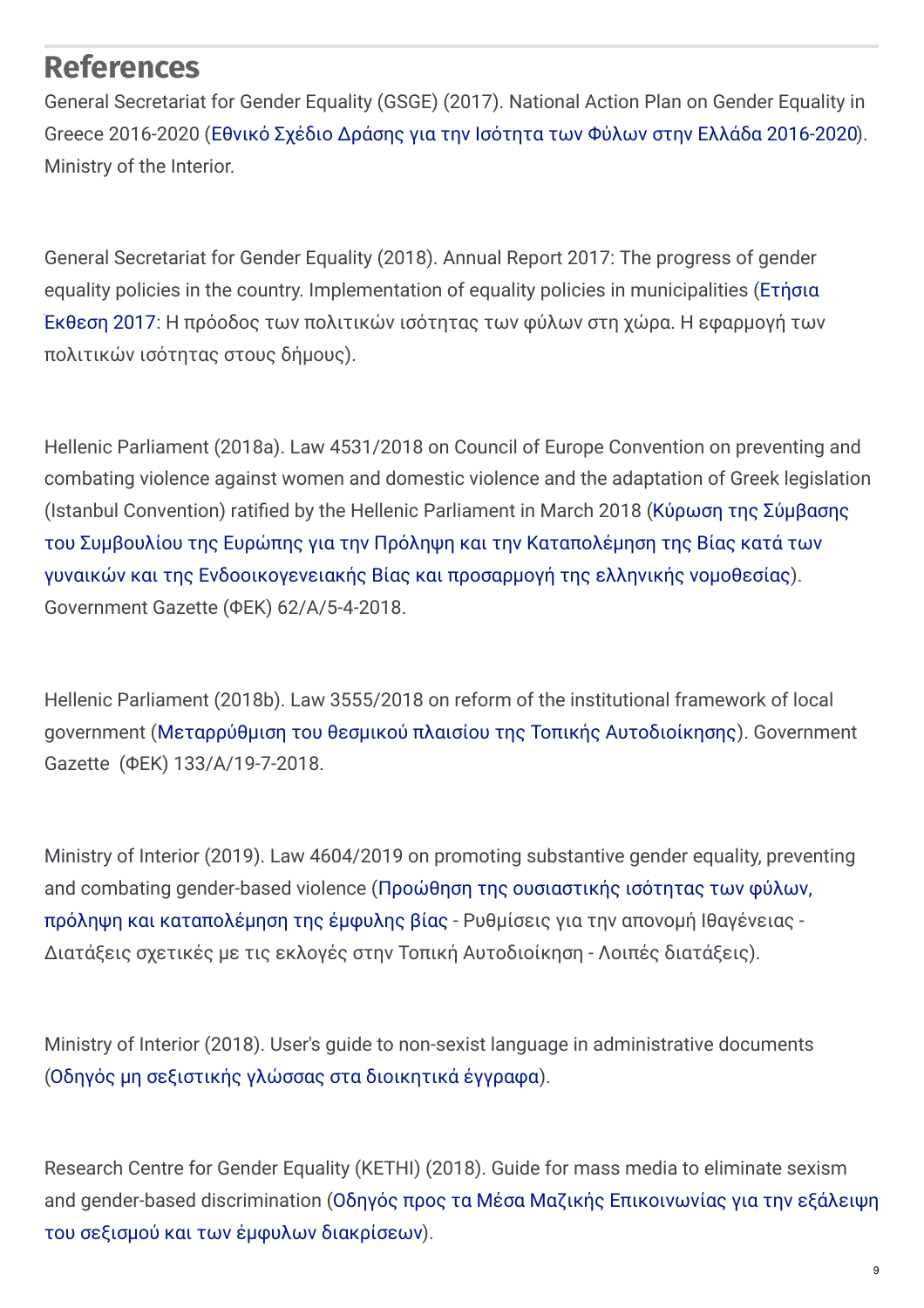## References

General Secretariat for Gender Equality (GSGE) (2017). National Action Plan on Gender Equality in Greece 2016-2020 (Εθνικό Σχέδιο Δράσης για την Ισότητα των Φύλων στην Ελλάδα 2016-2020). Ministry of the Interior.

General Secretariat for Gender Equality (2018). Annual Report 2017: The progress of gender equality policies in the country. Implementation of equality policies in municipalities (Ετήσια Εκθεση 2017: Η πρόοδος των πολιτικών ισότητας των φύλων στη χώρα. Η εφαρμογή των πολιτικών ισότητας στους δήμους).

Hellenic Parliament (2018a). Law 4531/2018 on Council of Europe Convention on preventing and combating violence against women and domestic violence and the adaptation of Greek legislation (Istanbul Convention) ratified by the Hellenic Parliament in March 2018 (Κύρωση της Σύμβασης του Συμβουλίου της Ευρώπης για την Πρόληψη και την Καταπολέμηση της Βίας κατά των γυναικών και της Ενδοοικογενειακής Βίας και προσαρμογή της ελληνικής νομοθεσίας). Government Gazette (ΦΕΚ) 62/A/5-4-2018.

Hellenic Parliament (2018b). Law 3555/2018 on reform of the institutional framework of local government (Μεταρρύθμιση του θεσμικού πλαισίου της Τοπικής Αυτοδιοίκησης). Government Gazette (ΦΕΚ) 133/A/19-7-2018.

Ministry of Interior (2019). Law 4604/2019 on promoting substantive gender equality, preventing and combating gender-based violence (Προώθηση της ουσιαστικής ισότητας των φύλων, πρόληψη και καταπολέμηση της έμφυλης βίας - Ρυθμίσεις για την απονομή Ιθαγένειας - Διατάξεις σχετικές με τις εκλογές στην Τοπική Αυτοδιοίκηση - Λοιπές διατάξεις).

Ministry of Interior (2018). User's guide to non-sexist language in administrative documents (Οδηγός μη σεξιστικής γλώσσας στα διοικητικά έγγραφα).

Research Centre for Gender Equality (KETHI) (2018). Guide for mass media to eliminate sexism and gender-based discrimination (Οδηγός προς τα Μέσα Μαζικής Επικοινωνίας για την εξάλειψη του σεξισμού και των έμφυλων διακρίσεων).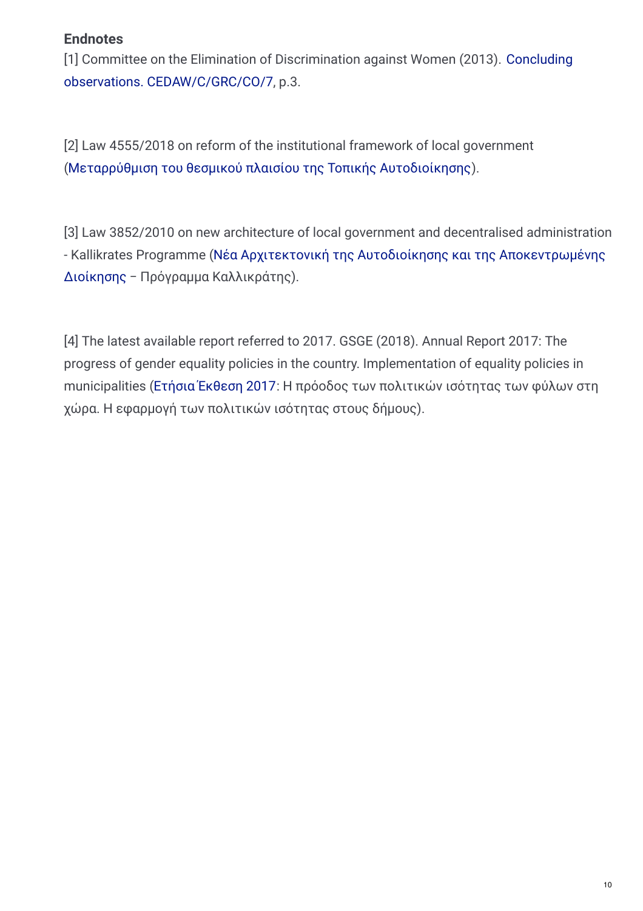## Endnotes

[1] Committee on the Elimination of Discrimination against Women (2013). Concluding observations. CEDAW/C/GRC/CO/7, p.3.

[2] Law 4555/2018 on reform of the institutional framework of local government (Μεταρρύθμιση του θεσμικού πλαισίου της Τοπικής Αυτοδιοίκησης).

[3] Law 3852/2010 on new architecture of local government and decentralised administration - Kallikrates Programme (Νέα Αρχιτεκτονική της Αυτοδιοίκησης και της Αποκεντρωμένης Διοίκησης – Πρόγραμμα Καλλικράτης).

[4] The latest available report referred to 2017. GSGE (2018). Annual Report 2017: The progress of gender equality policies in the country. Implementation of equality policies in municipalities (Ετήσια Έκθεση 2017: Η πρόοδος των πολιτικών ισότητας των φύλων στη χώρα. Η εφαρμογή των πολιτικών ισότητας στους δήμους).